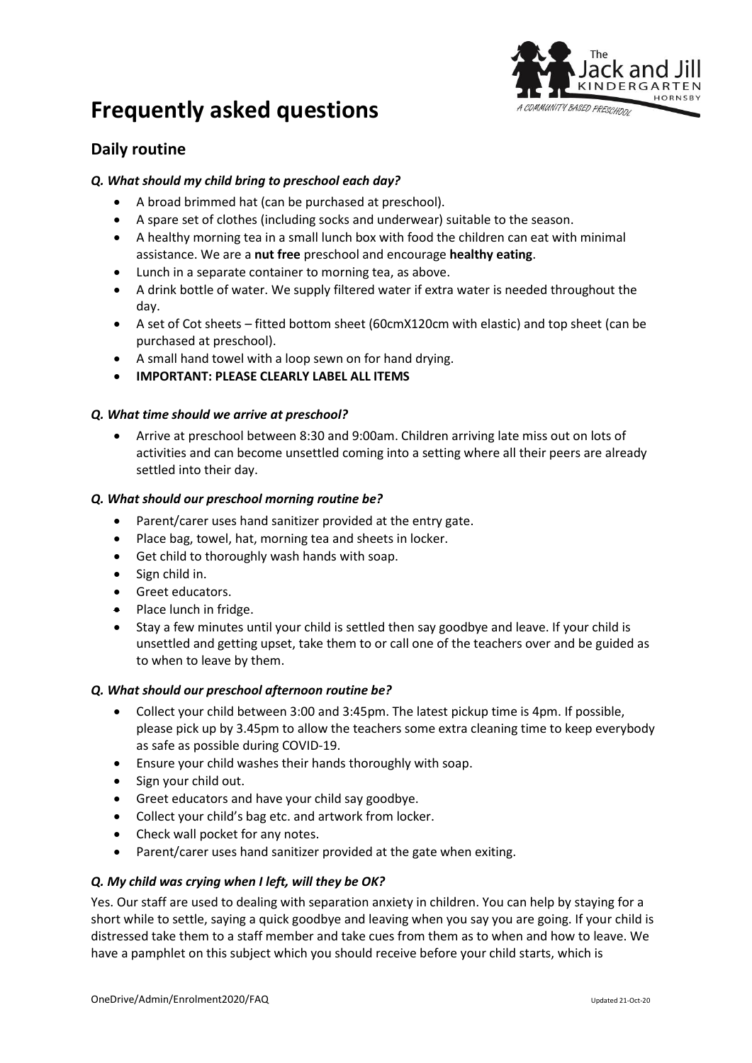# Frequently asked questions

## Daily routine

### *Q. What should my child bring to preschool each day?*

- A broad brimmed hat (can be purchased at preschool).
- A spare set of clothes (including socks and underwear) suitable to the season.
- A healthy morning tea in a small lunch box with food the children can eat with minimal assistance. We are a **nut free** preschool and encourage **healthy eating**.
- Lunch in a separate container to morning tea, as above.
- A drink bottle of water. We supply filtered water if extra water is needed throughout the day.
- A set of Cot sheets – fitted bottom sheet (60cmX120cm with elastic) and top sheet (can be purchased at preschool).
- A small hand towel with a loop sewn on for hand drying.
- **IMPORTANT: PLEASE CLEARLY LABEL ALL ITEMS**

### *Q. What time should we arrive at preschool?*

- Arrive at preschool between 8:30 and 9:00am. Children arriving late miss out on lots of activities and can become unsettled coming into a setting where all their peers are already settled into their day.

### *Q. What should our preschool morning routine be?*

- Parent/carer uses hand sanitizer provided at the entry gate.
- Place bag, towel, hat, morning tea and sheets in locker.
- Get child to thoroughly wash hands with soap.
- Sign child in.
- Greet educators.
- Place lunch in fridge.
- Stay a few minutes until your child is settled then say goodbye and leave. If your child is unsettled and getting upset, take them to or call one of the teachers over and be guided as to when to leave by them.

### *Q. What should our preschool afternoon routine be?*

- Collect your child between 3:00 and 3:45pm. The latest pickup time is 4pm. If possible, please pick up by 3.45pm to allow the teachers some extra cleaning time to keep everybody as safe as possible during COVID-19.
- Ensure your child washes their hands thoroughly with soap.
- Sign your child out.
- Greet educators and have your child say goodbye.
- Collect your child's bag etc. and artwork from locker.
- Check wall pocket for any notes.
- Parent/carer uses hand sanitizer provided at the gate when exiting.

### *Q. My child was crying when I left, will they be OK?*

Yes. Our staff are used to dealing with separation anxiety in children. You can help by staying for a short while to settle, saying a quick goodbye and leaving when you say you are going. If your child is distressed take them to a staff member and take cues from them as to when and how to leave. We have a pamphlet on this subject which you should receive before your child starts, which is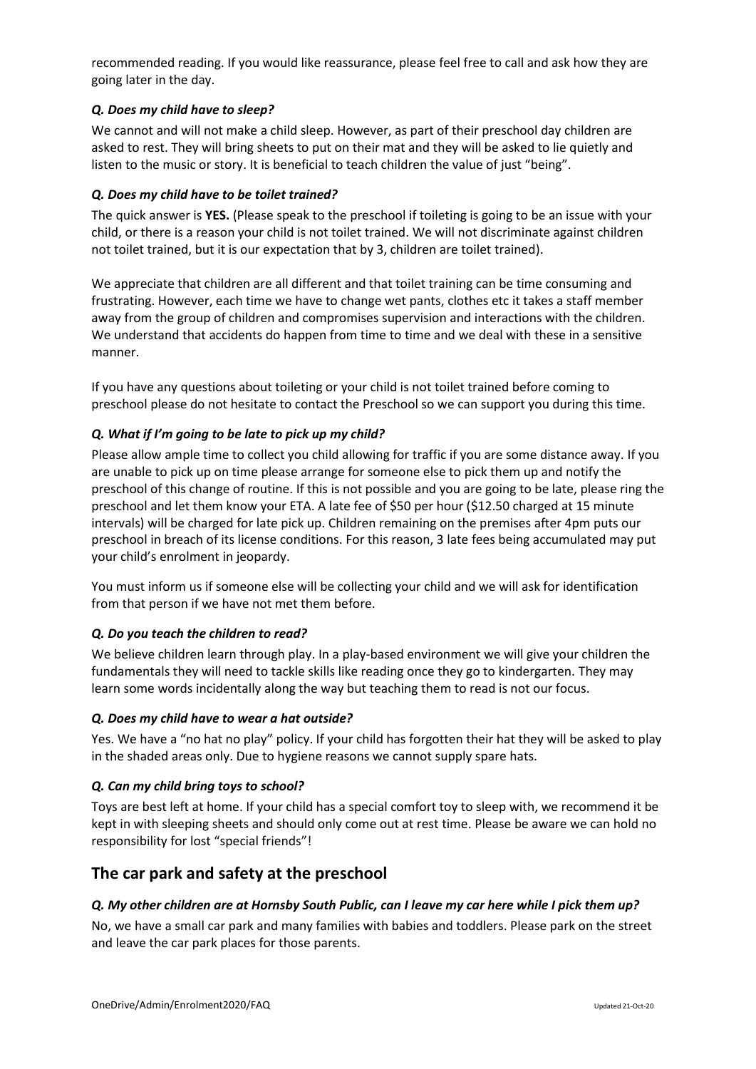recommended reading. If you would like reassurance, please feel free to call and ask how they are going later in the day.

### *Q. Does my child have to sleep?*

We cannot and will not make a child sleep. However, as part of their preschool day children are asked to rest. They will bring sheets to put on their mat and they will be asked to lie quietly and listen to the music or story. It is beneficial to teach children the value of just "being".

### *Q. Does my child have to be toilet trained?*

The quick answer is **YES.** (Please speak to the preschool if toileting is going to be an issue with your child, or there is a reason your child is not toilet trained. We will not discriminate against children not toilet trained, but it is our expectation that by 3, children are toilet trained).

We appreciate that children are all different and that toilet training can be time consuming and frustrating. However, each time we have to change wet pants, clothes etc it takes a staff member away from the group of children and compromises supervision and interactions with the children. We understand that accidents do happen from time to time and we deal with these in a sensitive manner.

If you have any questions about toileting or your child is not toilet trained before coming to preschool please do not hesitate to contact the Preschool so we can support you during this time.

### *Q. What if I'm going to be late to pick up my child?*

Please allow ample time to collect you child allowing for traffic if you are some distance away. If you are unable to pick up on time please arrange for someone else to pick them up and notify the preschool of this change of routine. If this is not possible and you are going to be late, please ring the preschool and let them know your ETA. A late fee of $50 per hour ($12.50 charged at 15 minute intervals) will be charged for late pick up. Children remaining on the premises after 4pm puts our preschool in breach of its license conditions. For this reason, 3 late fees being accumulated may put your child's enrolment in jeopardy.

You must inform us if someone else will be collecting your child and we will ask for identification from that person if we have not met them before.

### *Q. Do you teach the children to read?*

We believe children learn through play. In a play-based environment we will give your children the fundamentals they will need to tackle skills like reading once they go to kindergarten. They may learn some words incidentally along the way but teaching them to read is not our focus.

### *Q. Does my child have to wear a hat outside?*

Yes. We have a "no hat no play" policy. If your child has forgotten their hat they will be asked to play in the shaded areas only. Due to hygiene reasons we cannot supply spare hats.

### *Q. Can my child bring toys to school?*

Toys are best left at home. If your child has a special comfort toy to sleep with, we recommend it be kept in with sleeping sheets and should only come out at rest time. Please be aware we can hold no responsibility for lost "special friends"!

## The car park and safety at the preschool

### *Q. My other children are at Hornsby South Public, can I leave my car here while I pick them up?*

No, we have a small car park and many families with babies and toddlers. Please park on the street and leave the car park places for those parents.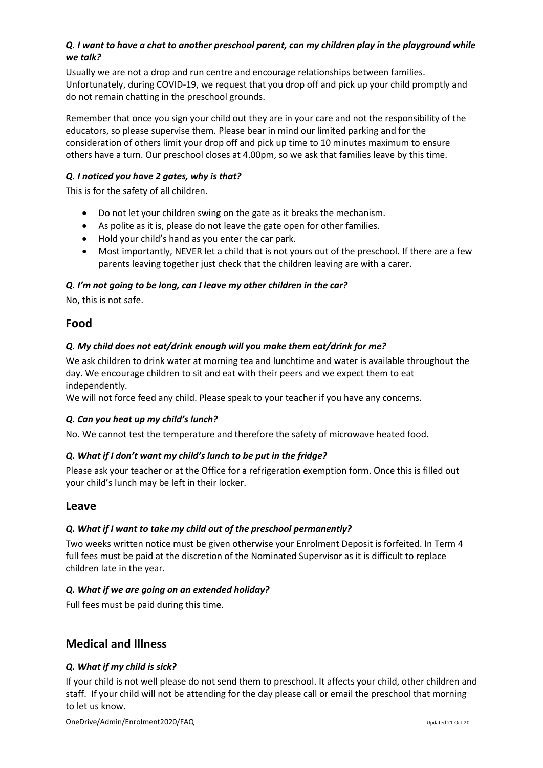### *Q. I want to have a chat to another preschool parent, can my children play in the playground while we talk?*

Usually we are not a drop and run centre and encourage relationships between families. Unfortunately, during COVID-19, we request that you drop off and pick up your child promptly and do not remain chatting in the preschool grounds.

Remember that once you sign your child out they are in your care and not the responsibility of the educators, so please supervise them. Please bear in mind our limited parking and for the consideration of others limit your drop off and pick up time to 10 minutes maximum to ensure others have a turn. Our preschool closes at 4.00pm, so we ask that families leave by this time.

### *Q. I noticed you have 2 gates, why is that?*

This is for the safety of all children.

- Do not let your children swing on the gate as it breaks the mechanism.
- As polite as it is, please do not leave the gate open for other families.
- Hold your child's hand as you enter the car park.
- Most importantly, NEVER let a child that is not yours out of the preschool. If there are a few parents leaving together just check that the children leaving are with a carer.

### *Q. I'm not going to be long, can I leave my other children in the car?*

No, this is not safe.

## Food

### *Q. My child does not eat/drink enough will you make them eat/drink for me?*

We ask children to drink water at morning tea and lunchtime and water is available throughout the day. We encourage children to sit and eat with their peers and we expect them to eat independently.
We will not force feed any child. Please speak to your teacher if you have any concerns.

### *Q. Can you heat up my child's lunch?*

No. We cannot test the temperature and therefore the safety of microwave heated food.

### *Q. What if I don't want my child's lunch to be put in the fridge?*

Please ask your teacher or at the Office for a refrigeration exemption form. Once this is filled out your child's lunch may be left in their locker.

## Leave

### *Q. What if I want to take my child out of the preschool permanently?*

Two weeks written notice must be given otherwise your Enrolment Deposit is forfeited. In Term 4 full fees must be paid at the discretion of the Nominated Supervisor as it is difficult to replace children late in the year.

### *Q. What if we are going on an extended holiday?*

Full fees must be paid during this time.

## Medical and Illness

### *Q. What if my child is sick?*

If your child is not well please do not send them to preschool. It affects your child, other children and staff. If your child will not be attending for the day please call or email the preschool that morning to let us know.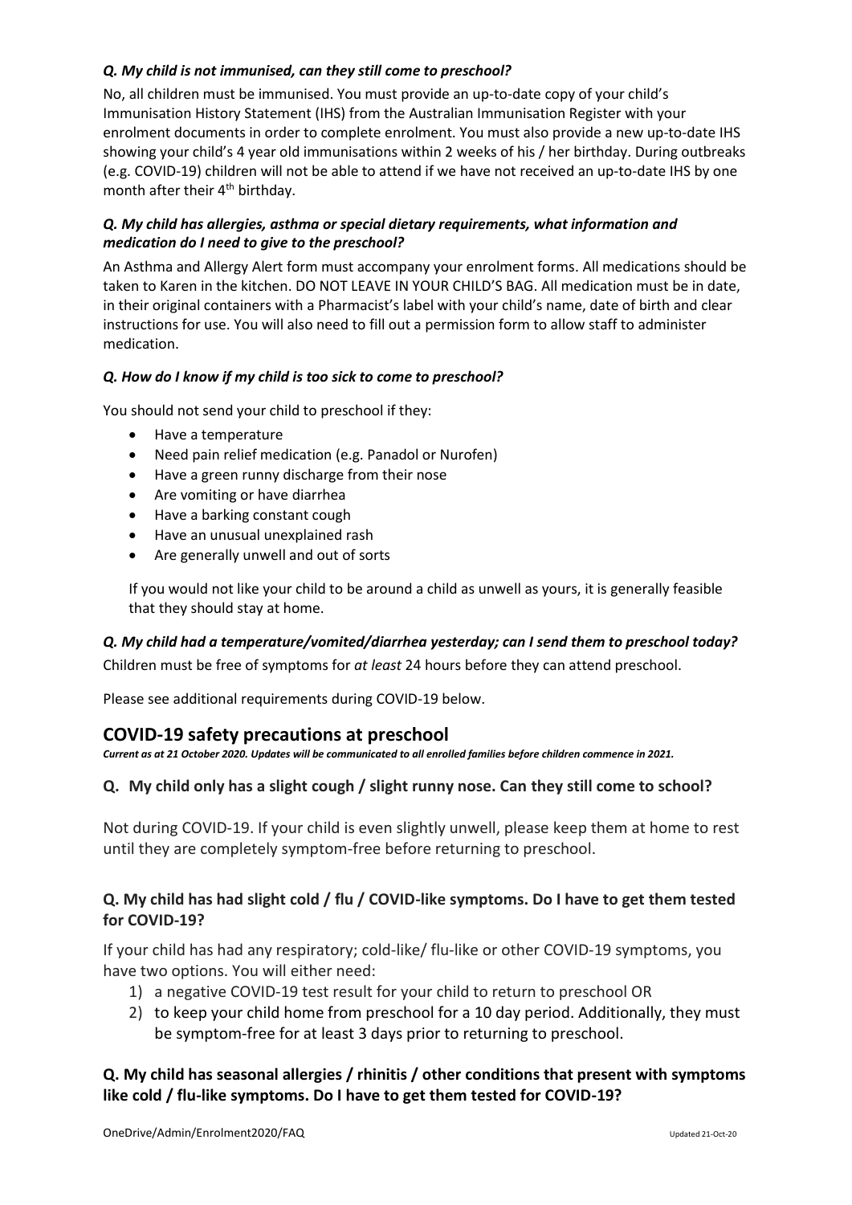***Q. My child is not immunised, can they still come to preschool?***

No, all children must be immunised. You must provide an up-to-date copy of your child's Immunisation History Statement (IHS) from the Australian Immunisation Register with your enrolment documents in order to complete enrolment. You must also provide a new up-to-date IHS showing your child's 4 year old immunisations within 2 weeks of his / her birthday. During outbreaks (e.g. COVID-19) children will not be able to attend if we have not received an up-to-date IHS by one month after their 4th birthday.

***Q. My child has allergies, asthma or special dietary requirements, what information and medication do I need to give to the preschool?***

An Asthma and Allergy Alert form must accompany your enrolment forms. All medications should be taken to Karen in the kitchen. DO NOT LEAVE IN YOUR CHILD'S BAG. All medication must be in date, in their original containers with a Pharmacist's label with your child's name, date of birth and clear instructions for use. You will also need to fill out a permission form to allow staff to administer medication.

***Q. How do I know if my child is too sick to come to preschool?***

You should not send your child to preschool if they:

- Have a temperature
- Need pain relief medication (e.g. Panadol or Nurofen)
- Have a green runny discharge from their nose
- Are vomiting or have diarrhea
- Have a barking constant cough
- Have an unusual unexplained rash
- Are generally unwell and out of sorts

If you would not like your child to be around a child as unwell as yours, it is generally feasible that they should stay at home.

***Q. My child had a temperature/vomited/diarrhea yesterday; can I send them to preschool today?***

Children must be free of symptoms for *at least* 24 hours before they can attend preschool.

Please see additional requirements during COVID-19 below.

## COVID-19 safety precautions at preschool

***Current as at 21 October 2020. Updates will be communicated to all enrolled families before children commence in 2021.***

### Q. My child only has a slight cough / slight runny nose. Can they still come to school?

Not during COVID-19. If your child is even slightly unwell, please keep them at home to rest until they are completely symptom-free before returning to preschool.

### Q. My child has had slight cold / flu / COVID-like symptoms. Do I have to get them tested for COVID-19?

If your child has had any respiratory; cold-like/ flu-like or other COVID-19 symptoms, you have two options. You will either need:

1) a negative COVID-19 test result for your child to return to preschool OR
2) to keep your child home from preschool for a 10 day period. Additionally, they must be symptom-free for at least 3 days prior to returning to preschool.

### Q. My child has seasonal allergies / rhinitis / other conditions that present with symptoms like cold / flu-like symptoms. Do I have to get them tested for COVID-19?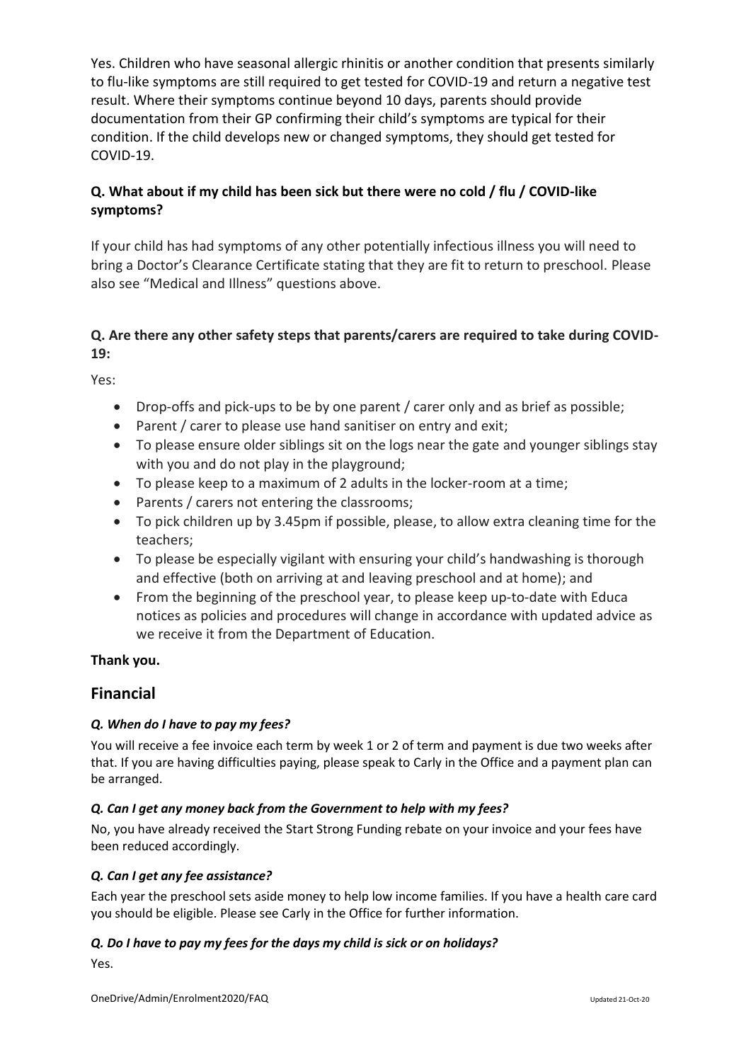Yes. Children who have seasonal allergic rhinitis or another condition that presents similarly to flu-like symptoms are still required to get tested for COVID-19 and return a negative test result. Where their symptoms continue beyond 10 days, parents should provide documentation from their GP confirming their child's symptoms are typical for their condition. If the child develops new or changed symptoms, they should get tested for COVID-19.

**Q. What about if my child has been sick but there were no cold / flu / COVID-like symptoms?**

If your child has had symptoms of any other potentially infectious illness you will need to bring a Doctor's Clearance Certificate stating that they are fit to return to preschool. Please also see "Medical and Illness" questions above.

**Q. Are there any other safety steps that parents/carers are required to take during COVID-19:**

Yes:

- Drop-offs and pick-ups to be by one parent / carer only and as brief as possible;
- Parent / carer to please use hand sanitiser on entry and exit;
- To please ensure older siblings sit on the logs near the gate and younger siblings stay with you and do not play in the playground;
- To please keep to a maximum of 2 adults in the locker-room at a time;
- Parents / carers not entering the classrooms;
- To pick children up by 3.45pm if possible, please, to allow extra cleaning time for the teachers;
- To please be especially vigilant with ensuring your child's handwashing is thorough and effective (both on arriving at and leaving preschool and at home); and
- From the beginning of the preschool year, to please keep up-to-date with Educa notices as policies and procedures will change in accordance with updated advice as we receive it from the Department of Education.

**Thank you.**

## Financial

***Q. When do I have to pay my fees?***

You will receive a fee invoice each term by week 1 or 2 of term and payment is due two weeks after that. If you are having difficulties paying, please speak to Carly in the Office and a payment plan can be arranged.

***Q. Can I get any money back from the Government to help with my fees?***

No, you have already received the Start Strong Funding rebate on your invoice and your fees have been reduced accordingly.

***Q. Can I get any fee assistance?***

Each year the preschool sets aside money to help low income families. If you have a health care card you should be eligible. Please see Carly in the Office for further information.

***Q. Do I have to pay my fees for the days my child is sick or on holidays?***

Yes.